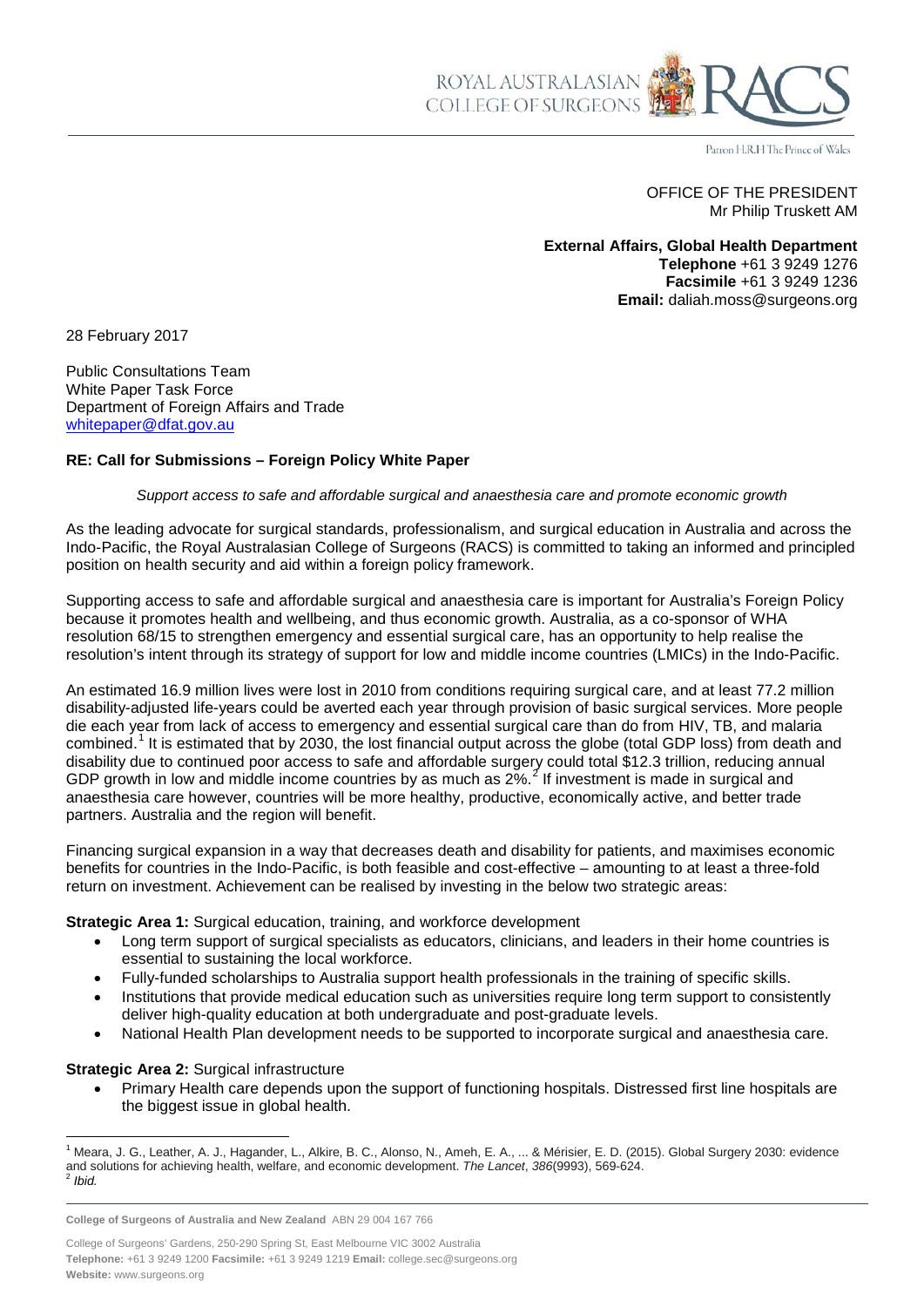ROYAL AUSTRALASIAN COLLEGE OF SURGEONS RACS

Patron H.R.H The Prince of Wales

OFFICE OF THE PRESIDENT
Mr Philip Truskett AM

**External Affairs, Global Health Department**
**Telephone** +61 3 9249 1276
**Facsimile** +61 3 9249 1236
**Email:** daliah.moss@surgeons.org

28 February 2017

Public Consultations Team
White Paper Task Force
Department of Foreign Affairs and Trade
whitepaper@dfat.gov.au

**RE: Call for Submissions – Foreign Policy White Paper**

*Support access to safe and affordable surgical and anaesthesia care and promote economic growth*

As the leading advocate for surgical standards, professionalism, and surgical education in Australia and across the Indo-Pacific, the Royal Australasian College of Surgeons (RACS) is committed to taking an informed and principled position on health security and aid within a foreign policy framework.

Supporting access to safe and affordable surgical and anaesthesia care is important for Australia's Foreign Policy because it promotes health and wellbeing, and thus economic growth. Australia, as a co-sponsor of WHA resolution 68/15 to strengthen emergency and essential surgical care, has an opportunity to help realise the resolution's intent through its strategy of support for low and middle income countries (LMICs) in the Indo-Pacific.

An estimated 16.9 million lives were lost in 2010 from conditions requiring surgical care, and at least 77.2 million disability-adjusted life-years could be averted each year through provision of basic surgical services. More people die each year from lack of access to emergency and essential surgical care than do from HIV, TB, and malaria combined.[1] It is estimated that by 2030, the lost financial output across the globe (total GDP loss) from death and disability due to continued poor access to safe and affordable surgery could total $12.3 trillion, reducing annual GDP growth in low and middle income countries by as much as 2%.[2] If investment is made in surgical and anaesthesia care however, countries will be more healthy, productive, economically active, and better trade partners. Australia and the region will benefit.

Financing surgical expansion in a way that decreases death and disability for patients, and maximises economic benefits for countries in the Indo-Pacific, is both feasible and cost-effective – amounting to at least a three-fold return on investment. Achievement can be realised by investing in the below two strategic areas:

**Strategic Area 1:** Surgical education, training, and workforce development

- Long term support of surgical specialists as educators, clinicians, and leaders in their home countries is essential to sustaining the local workforce.
- Fully-funded scholarships to Australia support health professionals in the training of specific skills.
- Institutions that provide medical education such as universities require long term support to consistently deliver high-quality education at both undergraduate and post-graduate levels.
- National Health Plan development needs to be supported to incorporate surgical and anaesthesia care.

**Strategic Area 2:** Surgical infrastructure

- Primary Health care depends upon the support of functioning hospitals. Distressed first line hospitals are the biggest issue in global health.

[1] Meara, J. G., Leather, A. J., Hagander, L., Alkire, B. C., Alonso, N., Ameh, E. A., ... & Mérisier, E. D. (2015). Global Surgery 2030: evidence and solutions for achieving health, welfare, and economic development. *The Lancet*, *386*(9993), 569-624.
[2] *Ibid.*

**College of Surgeons of Australia and New Zealand** ABN 29 004 167 766

College of Surgeons' Gardens, 250-290 Spring St, East Melbourne VIC 3002 Australia
**Telephone:** +61 3 9249 1200 **Facsimile:** +61 3 9249 1219 **Email:** college.sec@surgeons.org
**Website:** www.surgeons.org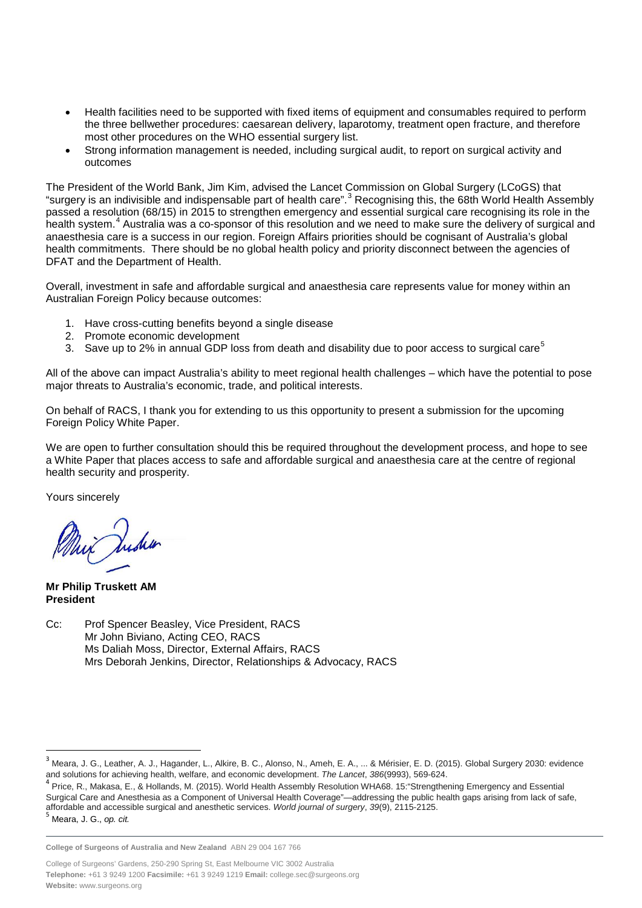- Health facilities need to be supported with fixed items of equipment and consumables required to perform the three bellwether procedures: caesarean delivery, laparotomy, treatment open fracture, and therefore most other procedures on the WHO essential surgery list.
- Strong information management is needed, including surgical audit, to report on surgical activity and outcomes

The President of the World Bank, Jim Kim, advised the Lancet Commission on Global Surgery (LCoGS) that "surgery is an indivisible and indispensable part of health care".[3] Recognising this, the 68th World Health Assembly passed a resolution (68/15) in 2015 to strengthen emergency and essential surgical care recognising its role in the health system.[4] Australia was a co-sponsor of this resolution and we need to make sure the delivery of surgical and anaesthesia care is a success in our region. Foreign Affairs priorities should be cognisant of Australia's global health commitments. There should be no global health policy and priority disconnect between the agencies of DFAT and the Department of Health.

Overall, investment in safe and affordable surgical and anaesthesia care represents value for money within an Australian Foreign Policy because outcomes:

1. Have cross-cutting benefits beyond a single disease
2. Promote economic development
3. Save up to 2% in annual GDP loss from death and disability due to poor access to surgical care[5]

All of the above can impact Australia's ability to meet regional health challenges – which have the potential to pose major threats to Australia's economic, trade, and political interests.

On behalf of RACS, I thank you for extending to us this opportunity to present a submission for the upcoming Foreign Policy White Paper.

We are open to further consultation should this be required throughout the development process, and hope to see a White Paper that places access to safe and affordable surgical and anaesthesia care at the centre of regional health security and prosperity.

Yours sincerely

**Mr Philip Truskett AM**
**President**

Cc: Prof Spencer Beasley, Vice President, RACS
Mr John Biviano, Acting CEO, RACS
Ms Daliah Moss, Director, External Affairs, RACS
Mrs Deborah Jenkins, Director, Relationships & Advocacy, RACS

---

[3] Meara, J. G., Leather, A. J., Hagander, L., Alkire, B. C., Alonso, N., Ameh, E. A., ... & Mérisier, E. D. (2015). Global Surgery 2030: evidence and solutions for achieving health, welfare, and economic development. *The Lancet*, *386*(9993), 569-624.

[4] Price, R., Makasa, E., & Hollands, M. (2015). World Health Assembly Resolution WHA68. 15:"Strengthening Emergency and Essential Surgical Care and Anesthesia as a Component of Universal Health Coverage"—addressing the public health gaps arising from lack of safe, affordable and accessible surgical and anesthetic services. *World journal of surgery*, *39*(9), 2115-2125.

[5] Meara, J. G., *op. cit.*

**College of Surgeons of Australia and New Zealand** ABN 29 004 167 766

College of Surgeons' Gardens, 250-290 Spring St, East Melbourne VIC 3002 Australia
**Telephone:** +61 3 9249 1200 **Facsimile:** +61 3 9249 1219 **Email:** college.sec@surgeons.org
**Website:** www.surgeons.org